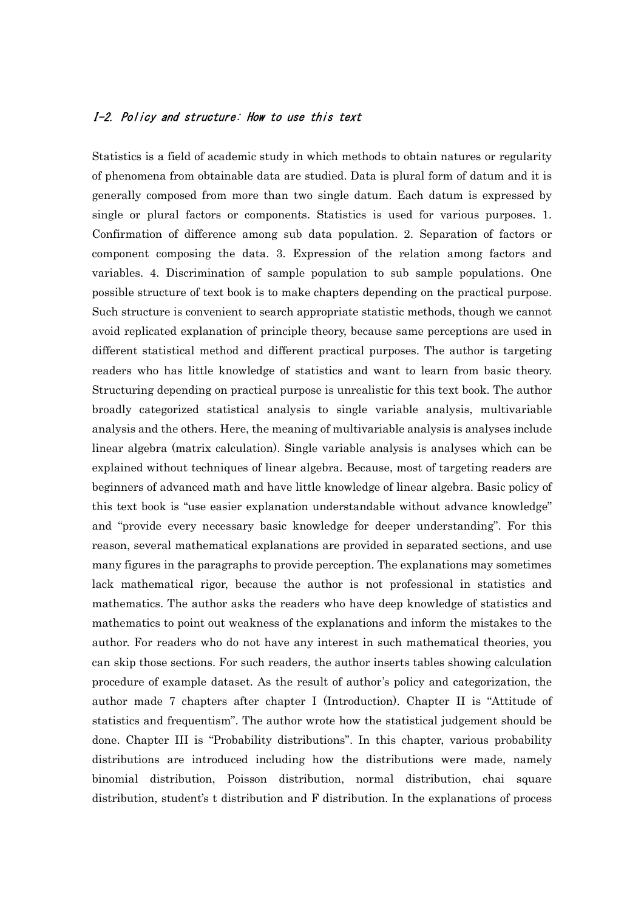### I-2. Policy and structure: How to use this text

Statistics is a field of academic study in which methods to obtain natures or regularity of phenomena from obtainable data are studied. Data is plural form of datum and it is generally composed from more than two single datum. Each datum is expressed by single or plural factors or components. Statistics is used for various purposes. 1. Confirmation of difference among sub data population. 2. Separation of factors or component composing the data. 3. Expression of the relation among factors and variables. 4. Discrimination of sample population to sub sample populations. One possible structure of text book is to make chapters depending on the practical purpose. Such structure is convenient to search appropriate statistic methods, though we cannot avoid replicated explanation of principle theory, because same perceptions are used in different statistical method and different practical purposes. The author is targeting readers who has little knowledge of statistics and want to learn from basic theory. Structuring depending on practical purpose is unrealistic for this text book. The author broadly categorized statistical analysis to single variable analysis, multivariable analysis and the others. Here, the meaning of multivariable analysis is analyses include linear algebra (matrix calculation). Single variable analysis is analyses which can be explained without techniques of linear algebra. Because, most of targeting readers are beginners of advanced math and have little knowledge of linear algebra. Basic policy of this text book is "use easier explanation understandable without advance knowledge" and "provide every necessary basic knowledge for deeper understanding". For this reason, several mathematical explanations are provided in separated sections, and use many figures in the paragraphs to provide perception. The explanations may sometimes lack mathematical rigor, because the author is not professional in statistics and mathematics. The author asks the readers who have deep knowledge of statistics and mathematics to point out weakness of the explanations and inform the mistakes to the author. For readers who do not have any interest in such mathematical theories, you can skip those sections. For such readers, the author inserts tables showing calculation procedure of example dataset. As the result of author's policy and categorization, the author made 7 chapters after chapter I (Introduction). Chapter II is "Attitude of statistics and frequentism". The author wrote how the statistical judgement should be done. Chapter III is "Probability distributions". In this chapter, various probability distributions are introduced including how the distributions were made, namely binomial distribution, Poisson distribution, normal distribution, chai square distribution, student's t distribution and F distribution. In the explanations of process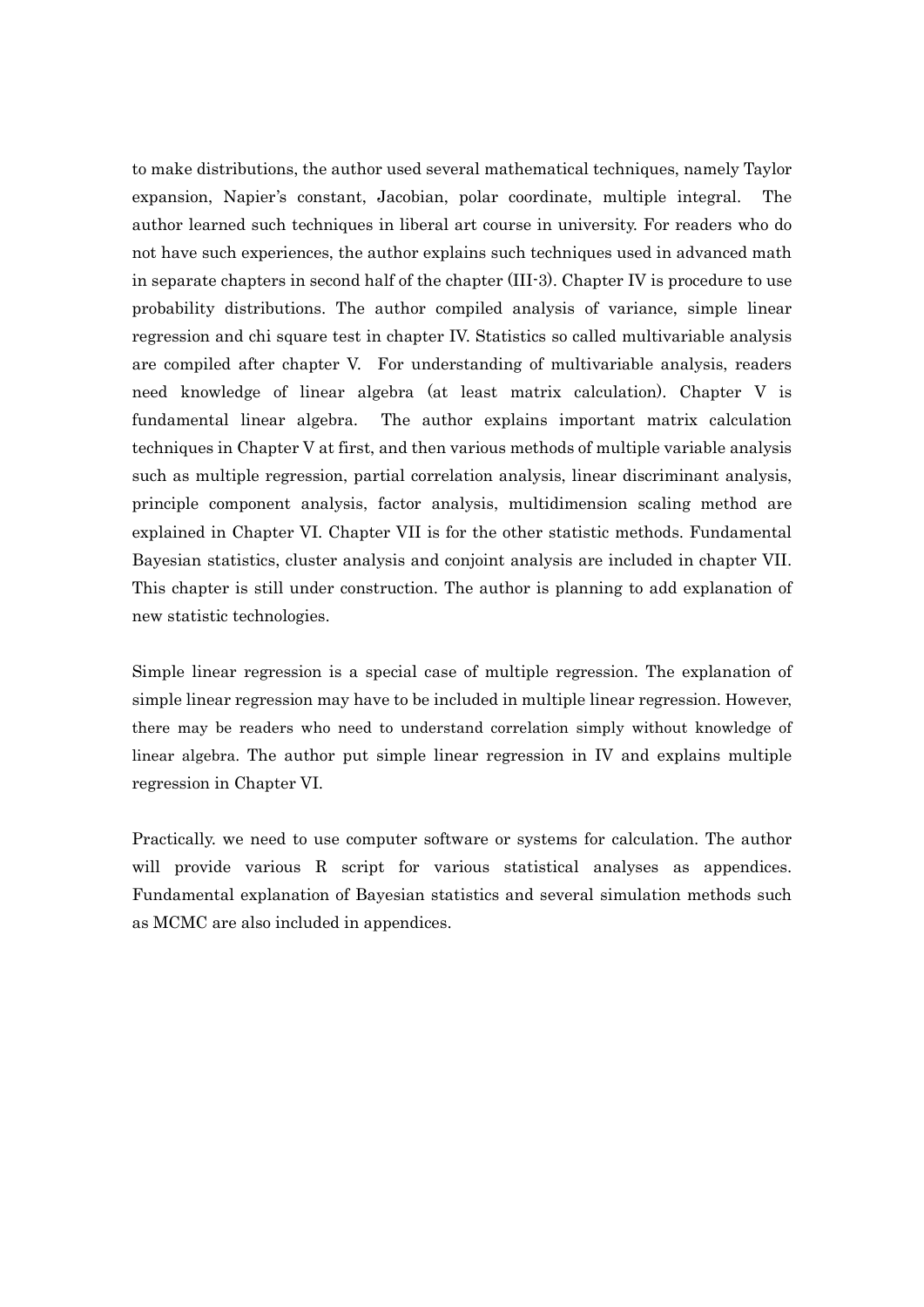to make distributions, the author used several mathematical techniques, namely Taylor expansion, Napier's constant, Jacobian, polar coordinate, multiple integral. The author learned such techniques in liberal art course in university. For readers who do not have such experiences, the author explains such techniques used in advanced math in separate chapters in second half of the chapter (III-3). Chapter IV is procedure to use probability distributions. The author compiled analysis of variance, simple linear regression and chi square test in chapter IV. Statistics so called multivariable analysis are compiled after chapter V. For understanding of multivariable analysis, readers need knowledge of linear algebra (at least matrix calculation). Chapter V is fundamental linear algebra. The author explains important matrix calculation techniques in Chapter V at first, and then various methods of multiple variable analysis such as multiple regression, partial correlation analysis, linear discriminant analysis, principle component analysis, factor analysis, multidimension scaling method are explained in Chapter VI. Chapter VII is for the other statistic methods. Fundamental Bayesian statistics, cluster analysis and conjoint analysis are included in chapter VII. This chapter is still under construction. The author is planning to add explanation of new statistic technologies.

Simple linear regression is a special case of multiple regression. The explanation of simple linear regression may have to be included in multiple linear regression. However, there may be readers who need to understand correlation simply without knowledge of linear algebra. The author put simple linear regression in IV and explains multiple regression in Chapter VI.

Practically. we need to use computer software or systems for calculation. The author will provide various R script for various statistical analyses as appendices. Fundamental explanation of Bayesian statistics and several simulation methods such as MCMC are also included in appendices.